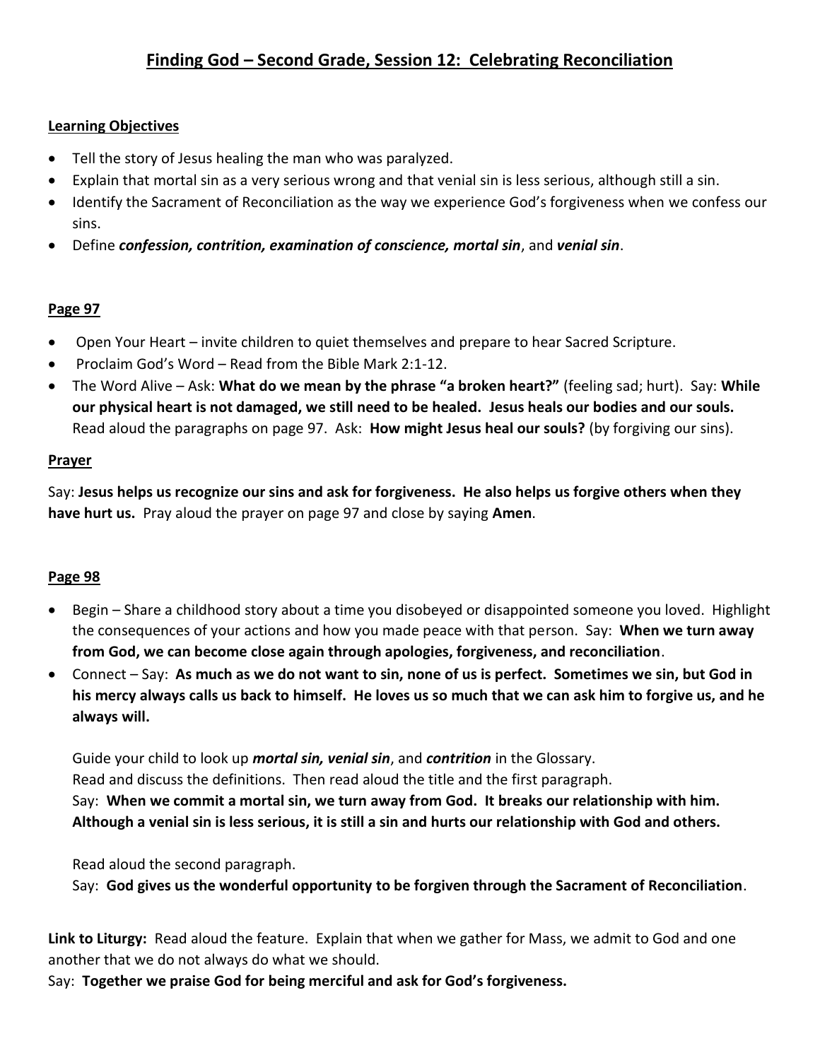# Finding God – Second Grade, Session 12: Celebrating Reconciliation

**Learning Objectives**

- Tell the story of Jesus healing the man who was paralyzed.
- Explain that mortal sin as a very serious wrong and that venial sin is less serious, although still a sin.
- Identify the Sacrament of Reconciliation as the way we experience God's forgiveness when we confess our sins.
- Define ***confession, contrition, examination of conscience, mortal sin***, and ***venial sin***.

**Page 97**

- Open Your Heart – invite children to quiet themselves and prepare to hear Sacred Scripture.
- Proclaim God's Word – Read from the Bible Mark 2:1-12.
- The Word Alive – Ask: **What do we mean by the phrase "a broken heart?"** (feeling sad; hurt). Say: **While our physical heart is not damaged, we still need to be healed. Jesus heals our bodies and our souls.** Read aloud the paragraphs on page 97. Ask: **How might Jesus heal our souls?** (by forgiving our sins).

**Prayer**

Say: **Jesus helps us recognize our sins and ask for forgiveness. He also helps us forgive others when they have hurt us.** Pray aloud the prayer on page 97 and close by saying **Amen**.

**Page 98**

- Begin – Share a childhood story about a time you disobeyed or disappointed someone you loved. Highlight the consequences of your actions and how you made peace with that person. Say: **When we turn away from God, we can become close again through apologies, forgiveness, and reconciliation**.
- Connect – Say: **As much as we do not want to sin, none of us is perfect. Sometimes we sin, but God in his mercy always calls us back to himself. He loves us so much that we can ask him to forgive us, and he always will.**

  Guide your child to look up ***mortal sin, venial sin***, and ***contrition*** in the Glossary.
  Read and discuss the definitions. Then read aloud the title and the first paragraph.
  Say: **When we commit a mortal sin, we turn away from God. It breaks our relationship with him. Although a venial sin is less serious, it is still a sin and hurts our relationship with God and others.**

  Read aloud the second paragraph.
  Say: **God gives us the wonderful opportunity to be forgiven through the Sacrament of Reconciliation**.

**Link to Liturgy:** Read aloud the feature. Explain that when we gather for Mass, we admit to God and one another that we do not always do what we should.
Say: **Together we praise God for being merciful and ask for God's forgiveness.**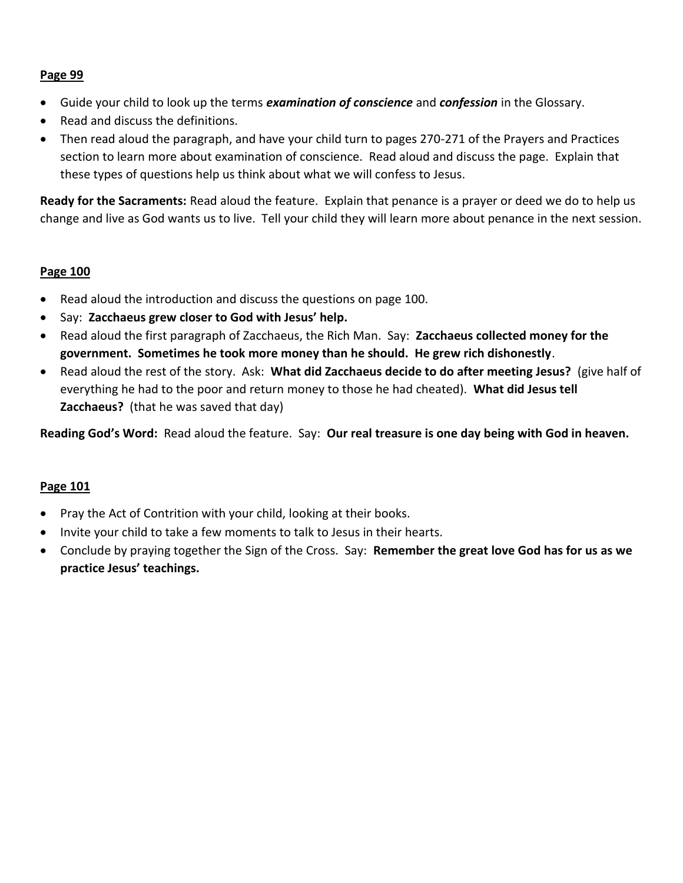**Page 99**

- Guide your child to look up the terms ***examination of conscience*** and ***confession*** in the Glossary.
- Read and discuss the definitions.
- Then read aloud the paragraph, and have your child turn to pages 270-271 of the Prayers and Practices section to learn more about examination of conscience. Read aloud and discuss the page. Explain that these types of questions help us think about what we will confess to Jesus.

**Ready for the Sacraments:** Read aloud the feature. Explain that penance is a prayer or deed we do to help us change and live as God wants us to live. Tell your child they will learn more about penance in the next session.

**Page 100**

- Read aloud the introduction and discuss the questions on page 100.
- Say: **Zacchaeus grew closer to God with Jesus' help.**
- Read aloud the first paragraph of Zacchaeus, the Rich Man. Say: **Zacchaeus collected money for the government. Sometimes he took more money than he should. He grew rich dishonestly**.
- Read aloud the rest of the story. Ask: **What did Zacchaeus decide to do after meeting Jesus?** (give half of everything he had to the poor and return money to those he had cheated). **What did Jesus tell Zacchaeus?** (that he was saved that day)

**Reading God's Word:** Read aloud the feature. Say: **Our real treasure is one day being with God in heaven.**

**Page 101**

- Pray the Act of Contrition with your child, looking at their books.
- Invite your child to take a few moments to talk to Jesus in their hearts.
- Conclude by praying together the Sign of the Cross. Say: **Remember the great love God has for us as we practice Jesus' teachings.**